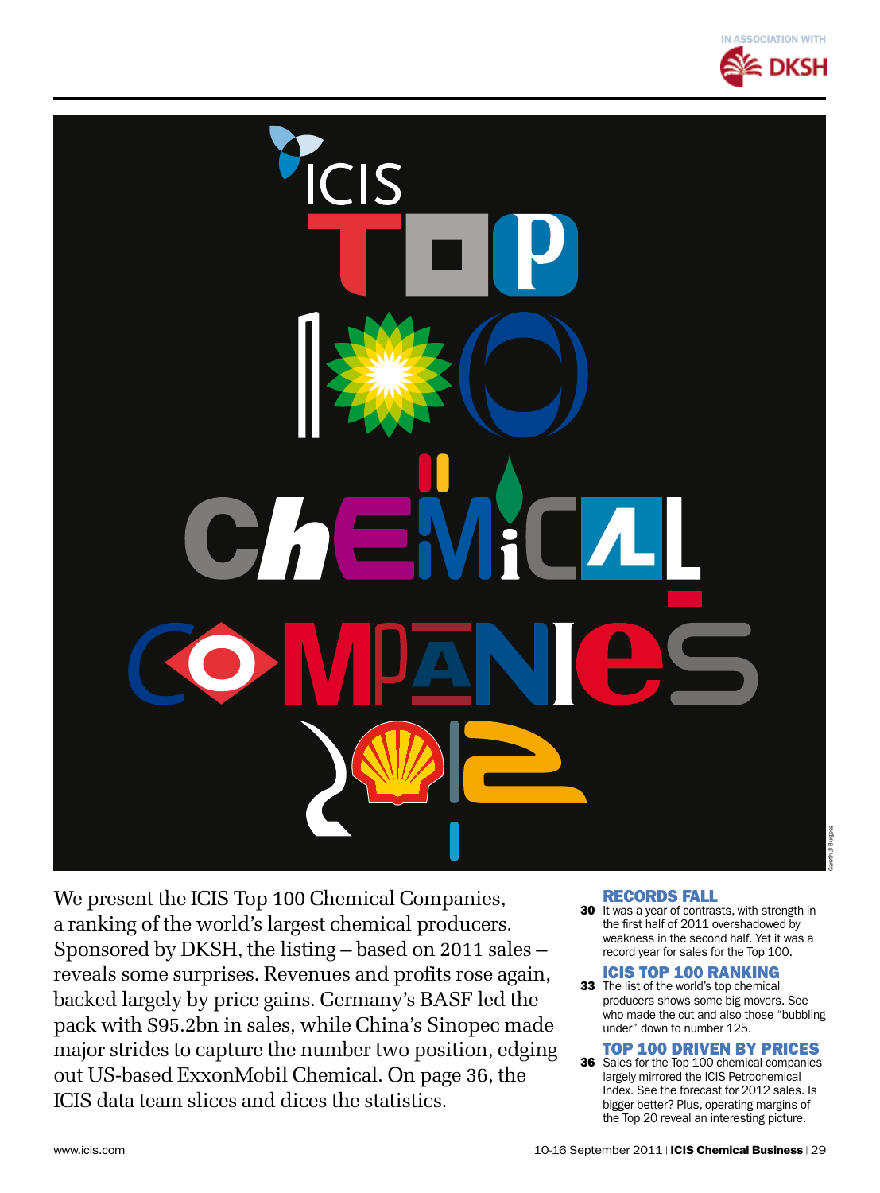IN ASSOCIATION WITH DKSH

# ICIS Top 100 Chemical Companies 2012

We present the ICIS Top 100 Chemical Companies, a ranking of the world's largest chemical producers. Sponsored by DKSH, the listing – based on 2011 sales – reveals some surprises. Revenues and profits rose again, backed largely by price gains. Germany's BASF led the pack with $95.2bn in sales, while China's Sinopec made major strides to capture the number two position, edging out US-based ExxonMobil Chemical. On page 36, the ICIS data team slices and dices the statistics.

## RECORDS FALL

**30** It was a year of contrasts, with strength in the first half of 2011 overshadowed by weakness in the second half. Yet it was a record year for sales for the Top 100.

## ICIS TOP 100 RANKING

**33** The list of the world's top chemical producers shows some big movers. See who made the cut and also those "bubbling under" down to number 125.

## TOP 100 DRIVEN BY PRICES

**36** Sales for the Top 100 chemical companies largely mirrored the ICIS Petrochemical Index. See the forecast for 2012 sales. Is bigger better? Plus, operating margins of the Top 20 reveal an interesting picture.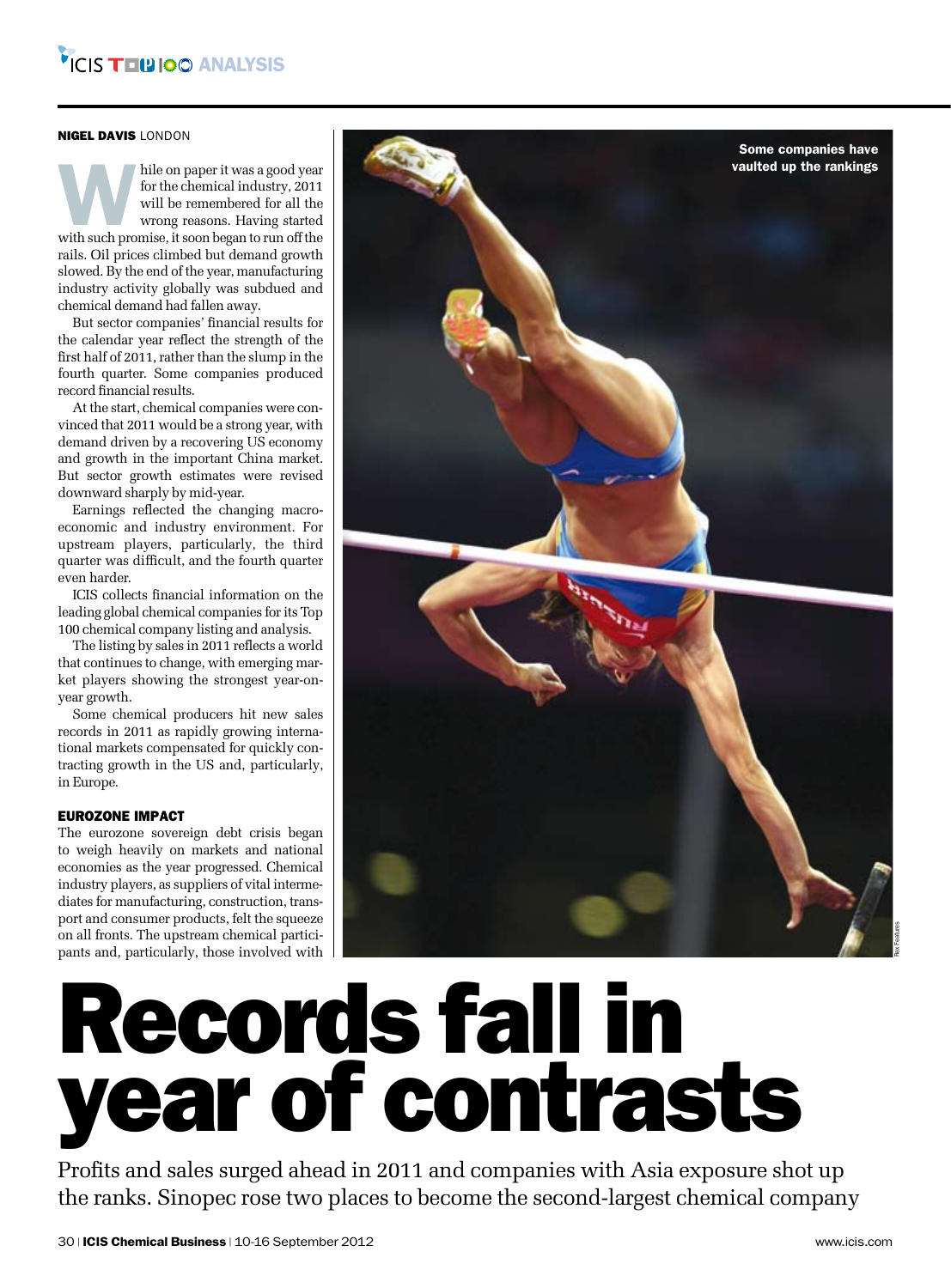# Records fall in year of contrasts

Profits and sales surged ahead in 2011 and companies with Asia exposure shot up the ranks. Sinopec rose two places to become the second-largest chemical company

**NIGEL DAVIS** LONDON

While on paper it was a good year for the chemical industry, 2011 will be remembered for all the wrong reasons. Having started with such promise, it soon began to run off the rails. Oil prices climbed but demand growth slowed. By the end of the year, manufacturing industry activity globally was subdued and chemical demand had fallen away.

But sector companies' financial results for the calendar year reflect the strength of the first half of 2011, rather than the slump in the fourth quarter. Some companies produced record financial results.

At the start, chemical companies were convinced that 2011 would be a strong year, with demand driven by a recovering US economy and growth in the important China market. But sector growth estimates were revised downward sharply by mid-year.

Earnings reflected the changing macroeconomic and industry environment. For upstream players, particularly, the third quarter was difficult, and the fourth quarter even harder.

ICIS collects financial information on the leading global chemical companies for its Top 100 chemical company listing and analysis.

The listing by sales in 2011 reflects a world that continues to change, with emerging market players showing the strongest year-on-year growth.

Some chemical producers hit new sales records in 2011 as rapidly growing international markets compensated for quickly contracting growth in the US and, particularly, in Europe.

### EUROZONE IMPACT

The eurozone sovereign debt crisis began to weigh heavily on markets and national economies as the year progressed. Chemical industry players, as suppliers of vital intermediates for manufacturing, construction, transport and consumer products, felt the squeeze on all fronts. The upstream chemical participants and, particularly, those involved with

Some companies have vaulted up the rankings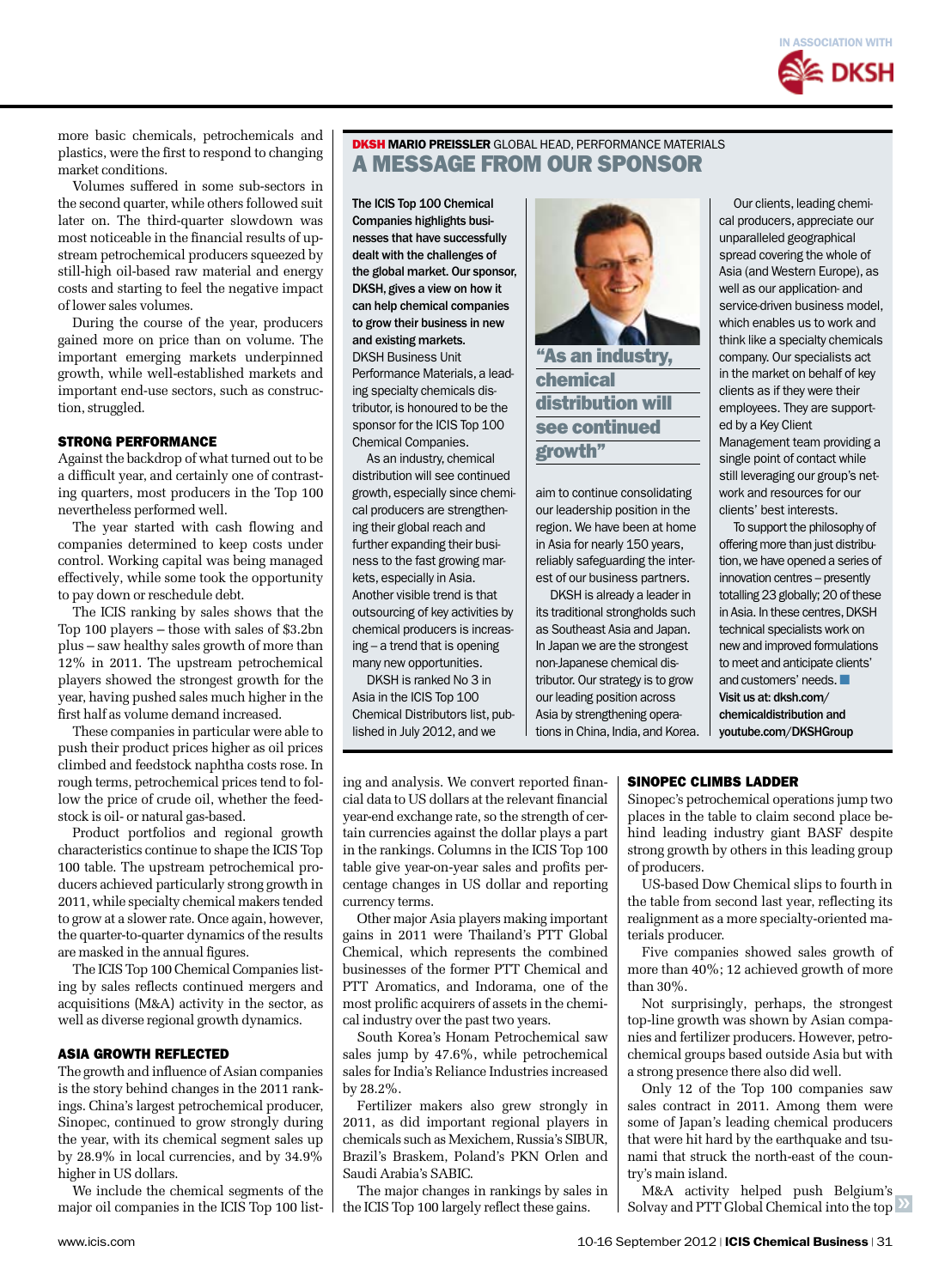more basic chemicals, petrochemicals and plastics, were the first to respond to changing market conditions.

Volumes suffered in some sub-sectors in the second quarter, while others followed suit later on. The third-quarter slowdown was most noticeable in the financial results of upstream petrochemical producers squeezed by still-high oil-based raw material and energy costs and starting to feel the negative impact of lower sales volumes.

During the course of the year, producers gained more on price than on volume. The important emerging markets underpinned growth, while well-established markets and important end-use sectors, such as construction, struggled.

### STRONG PERFORMANCE

Against the backdrop of what turned out to be a difficult year, and certainly one of contrasting quarters, most producers in the Top 100 nevertheless performed well.

The year started with cash flowing and companies determined to keep costs under control. Working capital was being managed effectively, while some took the opportunity to pay down or reschedule debt.

The ICIS ranking by sales shows that the Top 100 players – those with sales of \$3.2bn plus – saw healthy sales growth of more than 12% in 2011. The upstream petrochemical players showed the strongest growth for the year, having pushed sales much higher in the first half as volume demand increased.

These companies in particular were able to push their product prices higher as oil prices climbed and feedstock naphtha costs rose. In rough terms, petrochemical prices tend to follow the price of crude oil, whether the feedstock is oil- or natural gas-based.

Product portfolios and regional growth characteristics continue to shape the ICIS Top 100 table. The upstream petrochemical producers achieved particularly strong growth in 2011, while specialty chemical makers tended to grow at a slower rate. Once again, however, the quarter-to-quarter dynamics of the results are masked in the annual figures.

The ICIS Top 100 Chemical Companies listing by sales reflects continued mergers and acquisitions (M&A) activity in the sector, as well as diverse regional growth dynamics.

### ASIA GROWTH REFLECTED

The growth and influence of Asian companies is the story behind changes in the 2011 rankings. China's largest petrochemical producer, Sinopec, continued to grow strongly during the year, with its chemical segment sales up by 28.9% in local currencies, and by 34.9% higher in US dollars.

We include the chemical segments of the major oil companies in the ICIS Top 100 listing and analysis. We convert reported financial data to US dollars at the relevant financial year-end exchange rate, so the strength of certain currencies against the dollar plays a part in the rankings. Columns in the ICIS Top 100 table give year-on-year sales and profits percentage changes in US dollar and reporting currency terms.

Other major Asia players making important gains in 2011 were Thailand's PTT Global Chemical, which represents the combined businesses of the former PTT Chemical and PTT Aromatics, and Indorama, one of the most prolific acquirers of assets in the chemical industry over the past two years.

South Korea's Honam Petrochemical saw sales jump by 47.6%, while petrochemical sales for India's Reliance Industries increased by 28.2%.

Fertilizer makers also grew strongly in 2011, as did important regional players in chemicals such as Mexichem, Russia's SIBUR, Brazil's Braskem, Poland's PKN Orlen and Saudi Arabia's SABIC.

The major changes in rankings by sales in the ICIS Top 100 largely reflect these gains.

### SINOPEC CLIMBS LADDER

Sinopec's petrochemical operations jump two places in the table to claim second place behind leading industry giant BASF despite strong growth by others in this leading group of producers.

US-based Dow Chemical slips to fourth in the table from second last year, reflecting its realignment as a more specialty-oriented materials producer.

Five companies showed sales growth of more than 40%; 12 achieved growth of more than 30%.

Not surprisingly, perhaps, the strongest top-line growth was shown by Asian companies and fertilizer producers. However, petrochemical groups based outside Asia but with a strong presence there also did well.

Only 12 of the Top 100 companies saw sales contract in 2011. Among them were some of Japan's leading chemical producers that were hit hard by the earthquake and tsunami that struck the north-east of the country's main island.

M&A activity helped push Belgium's Solvay and PTT Global Chemical into the top »

---

**DKSH MARIO PREISSLER** GLOBAL HEAD, PERFORMANCE MATERIALS

## A MESSAGE FROM OUR SPONSOR

**The ICIS Top 100 Chemical Companies highlights businesses that have successfully dealt with the challenges of the global market. Our sponsor, DKSH, gives a view on how it can help chemical companies to grow their business in new and existing markets.**

DKSH Business Unit Performance Materials, a leading specialty chemicals distributor, is honoured to be the sponsor for the ICIS Top 100 Chemical Companies.

As an industry, chemical distribution will see continued growth, especially since chemical producers are strengthening their global reach and further expanding their business to the fast growing markets, especially in Asia. Another visible trend is that outsourcing of key activities by chemical producers is increasing – a trend that is opening many new opportunities.

DKSH is ranked No 3 in Asia in the ICIS Top 100 Chemical Distributors list, published in July 2012, and we aim to continue consolidating our leadership position in the region. We have been at home in Asia for nearly 150 years, reliably safeguarding the interest of our business partners.

DKSH is already a leader in its traditional strongholds such as Southeast Asia and Japan. In Japan we are the strongest non-Japanese chemical distributor. Our strategy is to grow our leading position across Asia by strengthening operations in China, India, and Korea.

**"As an industry, chemical distribution will see continued growth"**

Our clients, leading chemical producers, appreciate our unparalleled geographical spread covering the whole of Asia (and Western Europe), as well as our application- and service-driven business model, which enables us to work and think like a specialty chemicals company. Our specialists act in the market on behalf of key clients as if they were their employees. They are supported by a Key Client Management team providing a single point of contact while still leveraging our group's network and resources for our clients' best interests.

To support the philosophy of offering more than just distribution, we have opened a series of innovation centres – presently totalling 23 globally; 20 of these in Asia. In these centres, DKSH technical specialists work on new and improved formulations to meet and anticipate clients' and customers' needs.

**Visit us at: dksh.com/chemicaldistribution and youtube.com/DKSHGroup**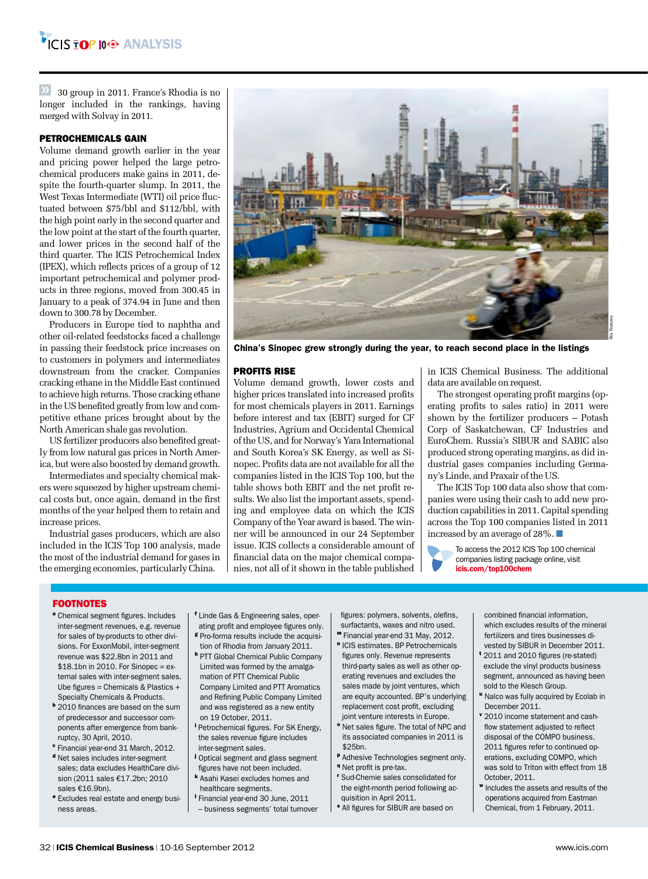30 group in 2011. France's Rhodia is no longer included in the rankings, having merged with Solvay in 2011.

### PETROCHEMICALS GAIN

Volume demand growth earlier in the year and pricing power helped the large petrochemical producers make gains in 2011, despite the fourth-quarter slump. In 2011, the West Texas Intermediate (WTI) oil price fluctuated between $75/bbl and $112/bbl, with the high point early in the second quarter and the low point at the start of the fourth quarter, and lower prices in the second half of the third quarter. The ICIS Petrochemical Index (IPEX), which reflects prices of a group of 12 important petrochemical and polymer products in three regions, moved from 300.45 in January to a peak of 374.94 in June and then down to 300.78 by December.

Producers in Europe tied to naphtha and other oil-related feedstocks faced a challenge in passing their feedstock price increases on to customers in polymers and intermediates downstream from the cracker. Companies cracking ethane in the Middle East continued to achieve high returns. Those cracking ethane in the US benefited greatly from low and competitive ethane prices brought about by the North American shale gas revolution.

US fertilizer producers also benefited greatly from low natural gas prices in North America, but were also boosted by demand growth.

Intermediates and specialty chemical makers were squeezed by higher upstream chemical costs but, once again, demand in the first months of the year helped them to retain and increase prices.

Industrial gases producers, which are also included in the ICIS Top 100 analysis, made the most of the industrial demand for gases in the emerging economies, particularly China.

China's Sinopec grew strongly during the year, to reach second place in the listings

### PROFITS RISE

Volume demand growth, lower costs and higher prices translated into increased profits for most chemicals players in 2011. Earnings before interest and tax (EBIT) surged for CF Industries, Agrium and Occidental Chemical of the US, and for Norway's Yara International and South Korea's SK Energy, as well as Sinopec. Profits data are not available for all the companies listed in the ICIS Top 100, but the table shows both EBIT and the net profit results. We also list the important assets, spending and employee data on which the ICIS Company of the Year award is based. The winner will be announced in our 24 September issue. ICIS collects a considerable amount of financial data on the major chemical companies, not all of it shown in the table published in ICIS Chemical Business. The additional data are available on request.

The strongest operating profit margins (operating profits to sales ratio) in 2011 were shown by the fertilizer producers – Potash Corp of Saskatchewan, CF Industries and EuroChem. Russia's SIBUR and SABIC also produced strong operating margins, as did industrial gases companies including Germany's Linde, and Praxair of the US.

The ICIS Top 100 data also show that companies were using their cash to add new production capabilities in 2011. Capital spending across the Top 100 companies listed in 2011 increased by an average of 28%. ■

To access the 2012 ICIS Top 100 chemical companies listing package online, visit **icis.com/top100chem**

### FOOTNOTES

- [a] Chemical segment figures. Includes inter-segment revenues, e.g. revenue for sales of by-products to other divisions. For ExxonMobil, inter-segment revenue was $22.8bn in 2011 and $18.1bn in 2010. For Sinopec = external sales with inter-segment sales. Ube figures = Chemicals & Plastics + Specialty Chemicals & Products.
- [b] 2010 finances are based on the sum of predecessor and successor components after emergence from bankruptcy, 30 April, 2010.
- [c] Financial year-end 31 March, 2012.
- [d] Net sales includes inter-segment sales; data excludes HealthCare division (2011 sales €17.2bn; 2010 sales €16.9bn).
- [e] Excludes real estate and energy business areas.
- [f] Linde Gas & Engineering sales, operating profit and employee figures only.
- [g] Pro-forma results include the acquisition of Rhodia from January 2011.
- [h] PTT Global Chemical Public Company Limited was formed by the amalgamation of PTT Chemical Public Company Limited and PTT Aromatics and Refining Public Company Limited and was registered as a new entity on 19 October, 2011.
- [i] Petrochemical figures. For SK Energy, the sales revenue figure includes inter-segment sales.
- [j] Optical segment and glass segment figures have not been included.
- [k] Asahi Kasei excludes homes and healthcare segments.
- [l] Financial year-end 30 June, 2011 – business segments' total turnover figures: polymers, solvents, olefins, surfactants, waxes and nitro used.
- [m] Financial year-end 31 May, 2012.
- [n] ICIS estimates. BP Petrochemicals figures only. Revenue represents third-party sales as well as other operating revenues and excludes the sales made by joint ventures, which are equity accounted. BP's underlying replacement cost profit, excluding joint venture interests in Europe.
- [o] Net sales figure. The total of NPC and its associated companies in 2011 is $25bn.
- [p] Adhesive Technologies segment only.
- [q] Net profit is pre-tax.
- [r] Sud-Chemie sales consolidated for the eight-month period following acquisition in April 2011.
- [s] All figures for SIBUR are based on combined financial information, which excludes results of the mineral fertilizers and tires businesses divested by SIBUR in December 2011.
- [t] 2011 and 2010 figures (re-stated) exclude the vinyl products business segment, announced as having been sold to the Klesch Group.
- [u] Nalco was fully acquired by Ecolab in December 2011.
- [v] 2010 income statement and cash-flow statement adjusted to reflect disposal of the COMPO business. 2011 figures refer to continued operations, excluding COMPO, which was sold to Triton with effect from 18 October, 2011.
- [w] Includes the assets and results of the operations acquired from Eastman Chemical, from 1 February, 2011.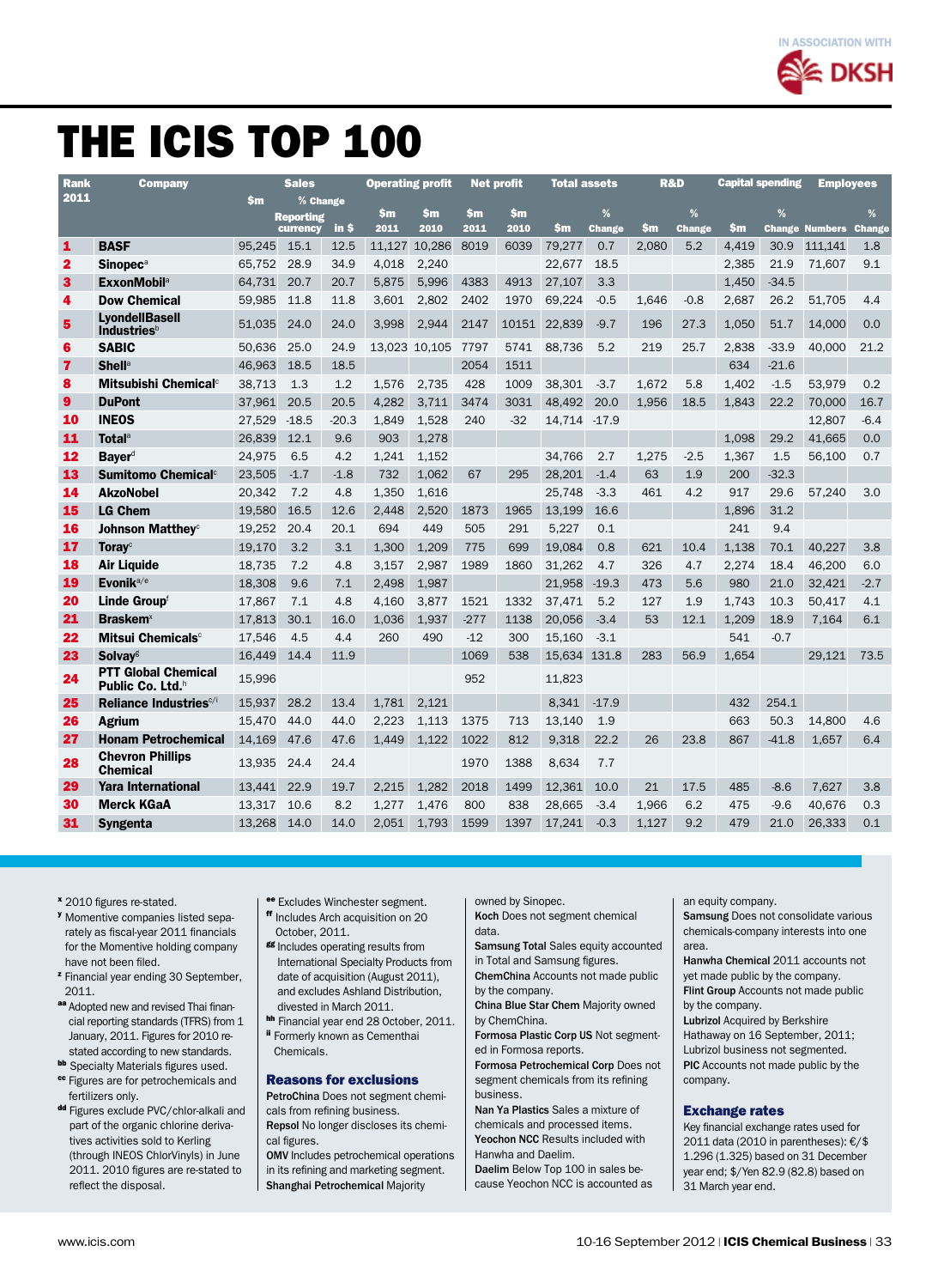IN ASSOCIATION WITH DKSH

# THE ICIS TOP 100

| Rank 2011 | Company | Sales | | | Operating profit | | Net profit | | Total assets | | R&D | | Capital spending | | Employees | |
|---|---|---|---|---|---|---|---|---|---|---|---|---|---|---|---|---|
| | | $m | % Change Reporting currency | % Change in $ | $m 2011 | $m 2010 | $m 2011 | $m 2010 | $m | % Change | $m | % Change | $m | % Change | Numbers | % Change |
| 1 | **BASF** | 95,245 | 15.1 | 12.5 | 11,127 | 10,286 | 8019 | 6039 | 79,277 | 0.7 | 2,080 | 5.2 | 4,419 | 30.9 | 111,141 | 1.8 |
| 2 | **Sinopec**[a] | 65,752 | 28.9 | 34.9 | 4,018 | 2,240 | | | 22,677 | 18.5 | | | 2,385 | 21.9 | 71,607 | 9.1 |
| 3 | **ExxonMobil**[a] | 64,731 | 20.7 | 20.7 | 5,875 | 5,996 | 4383 | 4913 | 27,107 | 3.3 | | | 1,450 | -34.5 | | |
| 4 | **Dow Chemical** | 59,985 | 11.8 | 11.8 | 3,601 | 2,802 | 2402 | 1970 | 69,224 | -0.5 | 1,646 | -0.8 | 2,687 | 26.2 | 51,705 | 4.4 |
| 5 | **LyondellBasell Industries**[b] | 51,035 | 24.0 | 24.0 | 3,998 | 2,944 | 2147 | 10151 | 22,839 | -9.7 | 196 | 27.3 | 1,050 | 51.7 | 14,000 | 0.0 |
| 6 | **SABIC** | 50,636 | 25.0 | 24.9 | 13,023 | 10,105 | 7797 | 5741 | 88,736 | 5.2 | 219 | 25.7 | 2,838 | -33.9 | 40,000 | 21.2 |
| 7 | **Shell**[a] | 46,963 | 18.5 | 18.5 | | | 2054 | 1511 | | | | | 634 | -21.6 | | |
| 8 | **Mitsubishi Chemical**[c] | 38,713 | 1.3 | 1.2 | 1,576 | 2,735 | 428 | 1009 | 38,301 | -3.7 | 1,672 | 5.8 | 1,402 | -1.5 | 53,979 | 0.2 |
| 9 | **DuPont** | 37,961 | 20.5 | 20.5 | 4,282 | 3,711 | 3474 | 3031 | 48,492 | 20.0 | 1,956 | 18.5 | 1,843 | 22.2 | 70,000 | 16.7 |
| 10 | **INEOS** | 27,529 | -18.5 | -20.3 | 1,849 | 1,528 | 240 | -32 | 14,714 | -17.9 | | | | | 12,807 | -6.4 |
| 11 | **Total**[a] | 26,839 | 12.1 | 9.6 | 903 | 1,278 | | | | | | | 1,098 | 29.2 | 41,665 | 0.0 |
| 12 | **Bayer**[d] | 24,975 | 6.5 | 4.2 | 1,241 | 1,152 | | | 34,766 | 2.7 | 1,275 | -2.5 | 1,367 | 1.5 | 56,100 | 0.7 |
| 13 | **Sumitomo Chemical**[c] | 23,505 | -1.7 | -1.8 | 732 | 1,062 | 67 | 295 | 28,201 | -1.4 | 63 | 1.9 | 200 | -32.3 | | |
| 14 | **AkzoNobel** | 20,342 | 7.2 | 4.8 | 1,350 | 1,616 | | | 25,748 | -3.3 | 461 | 4.2 | 917 | 29.6 | 57,240 | 3.0 |
| 15 | **LG Chem** | 19,580 | 16.5 | 12.6 | 2,448 | 2,520 | 1873 | 1965 | 13,199 | 16.6 | | | 1,896 | 31.2 | | |
| 16 | **Johnson Matthey**[c] | 19,252 | 20.4 | 20.1 | 694 | 449 | 505 | 291 | 5,227 | 0.1 | | | 241 | 9.4 | | |
| 17 | **Toray**[c] | 19,170 | 3.2 | 3.1 | 1,300 | 1,209 | 775 | 699 | 19,084 | 0.8 | 621 | 10.4 | 1,138 | 70.1 | 40,227 | 3.8 |
| 18 | **Air Liquide** | 18,735 | 7.2 | 4.8 | 3,157 | 2,987 | 1989 | 1860 | 31,262 | 4.7 | 326 | 4.7 | 2,274 | 18.4 | 46,200 | 6.0 |
| 19 | **Evonik**[a/e] | 18,308 | 9.6 | 7.1 | 2,498 | 1,987 | | | 21,958 | -19.3 | 473 | 5.6 | 980 | 21.0 | 32,421 | -2.7 |
| 20 | **Linde Group**[f] | 17,867 | 7.1 | 4.8 | 4,160 | 3,877 | 1521 | 1332 | 37,471 | 5.2 | 127 | 1.9 | 1,743 | 10.3 | 50,417 | 4.1 |
| 21 | **Braskem**[x] | 17,813 | 30.1 | 16.0 | 1,036 | 1,937 | -277 | 1138 | 20,056 | -3.4 | 53 | 12.1 | 1,209 | 18.9 | 7,164 | 6.1 |
| 22 | **Mitsui Chemicals**[c] | 17,546 | 4.5 | 4.4 | 260 | 490 | -12 | 300 | 15,160 | -3.1 | | | 541 | -0.7 | | |
| 23 | **Solvay**[g] | 16,449 | 14.4 | 11.9 | | | 1069 | 538 | 15,634 | 131.8 | 283 | 56.9 | 1,654 | | 29,121 | 73.5 |
| 24 | **PTT Global Chemical Public Co. Ltd.**[h] | 15,996 | | | | | 952 | | 11,823 | | | | | | | |
| 25 | **Reliance Industries**[c/i] | 15,937 | 28.2 | 13.4 | 1,781 | 2,121 | | | 8,341 | -17.9 | | | 432 | 254.1 | | |
| 26 | **Agrium** | 15,470 | 44.0 | 44.0 | 2,223 | 1,113 | 1375 | 713 | 13,140 | 1.9 | | | 663 | 50.3 | 14,800 | 4.6 |
| 27 | **Honam Petrochemical** | 14,169 | 47.6 | 47.6 | 1,449 | 1,122 | 1022 | 812 | 9,318 | 22.2 | 26 | 23.8 | 867 | -41.8 | 1,657 | 6.4 |
| 28 | **Chevron Phillips Chemical** | 13,935 | 24.4 | 24.4 | | | 1970 | 1388 | 8,634 | 7.7 | | | | | | |
| 29 | **Yara International** | 13,441 | 22.9 | 19.7 | 2,215 | 1,282 | 2018 | 1499 | 12,361 | 10.0 | 21 | 17.5 | 485 | -8.6 | 7,627 | 3.8 |
| 30 | **Merck KGaA** | 13,317 | 10.6 | 8.2 | 1,277 | 1,476 | 800 | 838 | 28,665 | -3.4 | 1,966 | 6.2 | 475 | -9.6 | 40,676 | 0.3 |
| 31 | **Syngenta** | 13,268 | 14.0 | 14.0 | 2,051 | 1,793 | 1599 | 1397 | 17,241 | -0.3 | 1,127 | 9.2 | 479 | 21.0 | 26,333 | 0.1 |

[x] 2010 figures re-stated.
[y] Momentive companies listed separately as fiscal-year 2011 financials for the Momentive holding company have not been filed.
[z] Financial year ending 30 September, 2011.
[aa] Adopted new and revised Thai financial reporting standards (TFRS) from 1 January, 2011. Figures for 2010 restated according to new standards.
[bb] Specialty Materials figures used.
[cc] Figures are for petrochemicals and fertilizers only.
[dd] Figures exclude PVC/chlor-alkali and part of the organic chlorine derivatives activities sold to Kerling (through INEOS ChlorVinyls) in June 2011. 2010 figures are re-stated to reflect the disposal.
[ee] Excludes Winchester segment.
[ff] Includes Arch acquisition on 20 October, 2011.
[gg] Includes operating results from International Specialty Products from date of acquisition (August 2011), and excludes Ashland Distribution, divested in March 2011.
[hh] Financial year end 28 October, 2011.
[ii] Formerly known as Cementhai Chemicals.

## Reasons for exclusions

**PetroChina** Does not segment chemicals from refining business.
**Repsol** No longer discloses its chemical figures.
**OMV** Includes petrochemical operations in its refining and marketing segment.
**Shanghai Petrochemical** Majority owned by Sinopec.
**Koch** Does not segment chemical data.
**Samsung Total** Sales equity accounted in Total and Samsung figures.
**ChemChina** Accounts not made public by the company.
**China Blue Star Chem** Majority owned by ChemChina.
**Formosa Plastic Corp US** Not segmented in Formosa reports.
**Formosa Petrochemical Corp** Does not segment chemicals from its refining business.
**Nan Ya Plastics** Sales a mixture of chemicals and processed items.
**Yeochon NCC** Results included with Hanwha and Daelim.
**Daelim** Below Top 100 in sales because Yeochon NCC is accounted as an equity company.
**Samsung** Does not consolidate various chemicals-company interests into one area.
**Hanwha Chemical** 2011 accounts not yet made public by the company.
**Flint Group** Accounts not made public by the company.
**Lubrizol** Acquired by Berkshire Hathaway on 16 September, 2011; Lubrizol business not segmented.
**PIC** Accounts not made public by the company.

## Exchange rates

Key financial exchange rates used for 2011 data (2010 in parentheses): €/$ 1.296 (1.325) based on 31 December year end; $/Yen 82.9 (82.8) based on 31 March year end.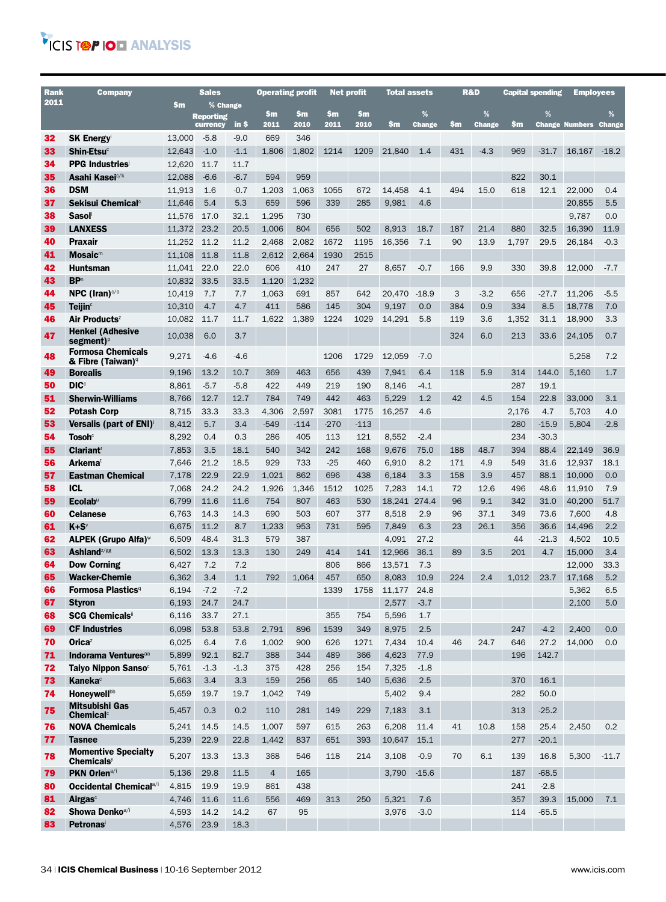| Rank 2011 | Company | Sales | | | Operating profit | | Net profit | | Total assets | | R&D | | Capital spending | | Employees | |
|---|---|---|---|---|---|---|---|---|---|---|---|---|---|---|---|---|
| | | $m | % Change | | | | | | | | | | | | | |
| | | | Reporting currency | in $ | $m 2011 | $m 2010 | $m 2011 | $m 2010 | $m | % Change | $m | % Change | $m | % Change | Numbers | % Change |
| 32 | SK Energy[i] | 13,000 | -5.8 | -9.0 | 669 | 346 | | | | | | | | | | |
| 33 | Shin-Etsu[c] | 12,643 | -1.0 | -1.1 | 1,806 | 1,802 | 1214 | 1209 | 21,840 | 1.4 | 431 | -4.3 | 969 | -31.7 | 16,167 | -18.2 |
| 34 | PPG Industries[j] | 12,620 | 11.7 | 11.7 | | | | | | | | | | | | |
| 35 | Asahi Kasei[c/k] | 12,088 | -6.6 | -6.7 | 594 | 959 | | | | | | | 822 | 30.1 | | |
| 36 | DSM | 11,913 | 1.6 | -0.7 | 1,203 | 1,063 | 1055 | 672 | 14,458 | 4.1 | 494 | 15.0 | 618 | 12.1 | 22,000 | 0.4 |
| 37 | Sekisui Chemical[c] | 11,646 | 5.4 | 5.3 | 659 | 596 | 339 | 285 | 9,981 | 4.6 | | | | | 20,855 | 5.5 |
| 38 | Sasol[l] | 11,576 | 17.0 | 32.1 | 1,295 | 730 | | | | | | | | | 9,787 | 0.0 |
| 39 | LANXESS | 11,372 | 23.2 | 20.5 | 1,006 | 804 | 656 | 502 | 8,913 | 18.7 | 187 | 21.4 | 880 | 32.5 | 16,390 | 11.9 |
| 40 | Praxair | 11,252 | 11.2 | 11.2 | 2,468 | 2,082 | 1672 | 1195 | 16,356 | 7.1 | 90 | 13.9 | 1,797 | 29.5 | 26,184 | -0.3 |
| 41 | Mosaic[m] | 11,108 | 11.8 | 11.8 | 2,612 | 2,664 | 1930 | 2515 | | | | | | | | |
| 42 | Huntsman | 11,041 | 22.0 | 22.0 | 606 | 410 | 247 | 27 | 8,657 | -0.7 | 166 | 9.9 | 330 | 39.8 | 12,000 | -7.7 |
| 43 | BP[n] | 10,832 | 33.5 | 33.5 | 1,120 | 1,232 | | | | | | | | | | |
| 44 | NPC (Iran)[c/o] | 10,419 | 7.7 | 7.7 | 1,063 | 691 | 857 | 642 | 20,470 | -18.9 | 3 | -3.2 | 656 | -27.7 | 11,206 | -5.5 |
| 45 | Teijin[c] | 10,310 | 4.7 | 4.7 | 411 | 586 | 145 | 304 | 9,197 | 0.0 | 384 | 0.9 | 334 | 8.5 | 18,778 | 7.0 |
| 46 | Air Products[z] | 10,082 | 11.7 | 11.7 | 1,622 | 1,389 | 1224 | 1029 | 14,291 | 5.8 | 119 | 3.6 | 1,352 | 31.1 | 18,900 | 3.3 |
| 47 | Henkel (Adhesive segment)[p] | 10,038 | 6.0 | 3.7 | | | | | | | 324 | 6.0 | 213 | 33.6 | 24,105 | 0.7 |
| 48 | Formosa Chemicals & Fibre (Taiwan)[q] | 9,271 | -4.6 | -4.6 | | | 1206 | 1729 | 12,059 | -7.0 | | | | | 5,258 | 7.2 |
| 49 | Borealis | 9,196 | 13.2 | 10.7 | 369 | 463 | 656 | 439 | 7,941 | 6.4 | 118 | 5.9 | 314 | 144.0 | 5,160 | 1.7 |
| 50 | DIC[c] | 8,861 | -5.7 | -5.8 | 422 | 449 | 219 | 190 | 8,146 | -4.1 | | | 287 | 19.1 | | |
| 51 | Sherwin-Williams | 8,766 | 12.7 | 12.7 | 784 | 749 | 442 | 463 | 5,229 | 1.2 | 42 | 4.5 | 154 | 22.8 | 33,000 | 3.1 |
| 52 | Potash Corp | 8,715 | 33.3 | 33.3 | 4,306 | 2,597 | 3081 | 1775 | 16,257 | 4.6 | | | 2,176 | 4.7 | 5,703 | 4.0 |
| 53 | Versalis (part of ENI)[i] | 8,412 | 5.7 | 3.4 | -549 | -114 | -270 | -113 | | | | | 280 | -15.9 | 5,804 | -2.8 |
| 54 | Tosoh[c] | 8,292 | 0.4 | 0.3 | 286 | 405 | 113 | 121 | 8,552 | -2.4 | | | 234 | -30.3 | | |
| 55 | Clariant[r] | 7,853 | 3.5 | 18.1 | 540 | 342 | 242 | 168 | 9,676 | 75.0 | 188 | 48.7 | 394 | 88.4 | 22,149 | 36.9 |
| 56 | Arkema[t] | 7,646 | 21.2 | 18.5 | 929 | 733 | -25 | 460 | 6,910 | 8.2 | 171 | 4.9 | 549 | 31.6 | 12,937 | 18.1 |
| 57 | Eastman Chemical | 7,178 | 22.9 | 22.9 | 1,021 | 862 | 696 | 438 | 6,184 | 3.3 | 158 | 3.9 | 457 | 88.1 | 10,000 | 0.0 |
| 58 | ICL | 7,068 | 24.2 | 24.2 | 1,926 | 1,346 | 1512 | 1025 | 7,283 | 14.1 | 72 | 12.6 | 496 | 48.6 | 11,910 | 7.9 |
| 59 | Ecolab[u] | 6,799 | 11.6 | 11.6 | 754 | 807 | 463 | 530 | 18,241 | 274.4 | 96 | 9.1 | 342 | 31.0 | 40,200 | 51.7 |
| 60 | Celanese | 6,763 | 14.3 | 14.3 | 690 | 503 | 607 | 377 | 8,518 | 2.9 | 96 | 37.1 | 349 | 73.6 | 7,600 | 4.8 |
| 61 | K+S[v] | 6,675 | 11.2 | 8.7 | 1,233 | 953 | 731 | 595 | 7,849 | 6.3 | 23 | 26.1 | 356 | 36.6 | 14,496 | 2.2 |
| 62 | ALPEK (Grupo Alfa)[w] | 6,509 | 48.4 | 31.3 | 579 | 387 | | | 4,091 | 27.2 | | | 44 | -21.3 | 4,502 | 10.5 |
| 63 | Ashland[z/gg] | 6,502 | 13.3 | 13.3 | 130 | 249 | 414 | 141 | 12,966 | 36.1 | 89 | 3.5 | 201 | 4.7 | 15,000 | 3.4 |
| 64 | Dow Corning | 6,427 | 7.2 | 7.2 | | | 806 | 866 | 13,571 | 7.3 | | | | | 12,000 | 33.3 |
| 65 | Wacker-Chemie | 6,362 | 3.4 | 1.1 | 792 | 1,064 | 457 | 650 | 8,083 | 10.9 | 224 | 2.4 | 1,012 | 23.7 | 17,168 | 5.2 |
| 66 | Formosa Plastics[q] | 6,194 | -7.2 | -7.2 | | | 1339 | 1758 | 11,177 | 24.8 | | | | | 5,362 | 6.5 |
| 67 | Styron | 6,193 | 24.7 | 24.7 | | | | | 2,577 | -3.7 | | | | | 2,100 | 5.0 |
| 68 | SCG Chemicals[ii] | 6,116 | 33.7 | 27.1 | | | 355 | 754 | 5,596 | 1.7 | | | | | | |
| 69 | CF Industries | 6,098 | 53.8 | 53.8 | 2,791 | 896 | 1539 | 349 | 8,975 | 2.5 | | | 247 | -4.2 | 2,400 | 0.0 |
| 70 | Orica[z] | 6,025 | 6.4 | 7.6 | 1,002 | 900 | 626 | 1271 | 7,434 | 10.4 | 46 | 24.7 | 646 | 27.2 | 14,000 | 0.0 |
| 71 | Indorama Ventures[aa] | 5,899 | 92.1 | 82.7 | 388 | 344 | 489 | 366 | 4,623 | 77.9 | | | 196 | 142.7 | | |
| 72 | Taiyo Nippon Sanso[c] | 5,761 | -1.3 | -1.3 | 375 | 428 | 256 | 154 | 7,325 | -1.8 | | | | | | |
| 73 | Kaneka[c] | 5,663 | 3.4 | 3.3 | 159 | 256 | 65 | 140 | 5,636 | 2.5 | | | 370 | 16.1 | | |
| 74 | Honeywell[bb] | 5,659 | 19.7 | 19.7 | 1,042 | 749 | | | 5,402 | 9.4 | | | 282 | 50.0 | | |
| 75 | Mitsubishi Gas Chemical[c] | 5,457 | 0.3 | 0.2 | 110 | 281 | 149 | 229 | 7,183 | 3.1 | | | 313 | -25.2 | | |
| 76 | NOVA Chemicals | 5,241 | 14.5 | 14.5 | 1,007 | 597 | 615 | 263 | 6,208 | 11.4 | 41 | 10.8 | 158 | 25.4 | 2,450 | 0.2 |
| 77 | Tasnee | 5,239 | 22.9 | 22.8 | 1,442 | 837 | 651 | 393 | 10,647 | 15.1 | | | 277 | -20.1 | | |
| 78 | Momentive Specialty Chemicals[y] | 5,207 | 13.3 | 13.3 | 368 | 546 | 118 | 214 | 3,108 | -0.9 | 70 | 6.1 | 139 | 16.8 | 5,300 | -11.7 |
| 79 | PKN Orlen[a/i] | 5,136 | 29.8 | 11.5 | 4 | 165 | | | 3,790 | -15.6 | | | 187 | -68.5 | | |
| 80 | Occidental Chemical[a/i] | 4,815 | 19.9 | 19.9 | 861 | 438 | | | | | | | 241 | -2.8 | | |
| 81 | Airgas[c] | 4,746 | 11.6 | 11.6 | 556 | 469 | 313 | 250 | 5,321 | 7.6 | | | 357 | 39.3 | 15,000 | 7.1 |
| 82 | Showa Denko[a/i] | 4,593 | 14.2 | 14.2 | 67 | 95 | | | 3,976 | -3.0 | | | 114 | -65.5 | | |
| 83 | Petronas[i] | 4,576 | 23.9 | 18.3 | | | | | | | | | | | | |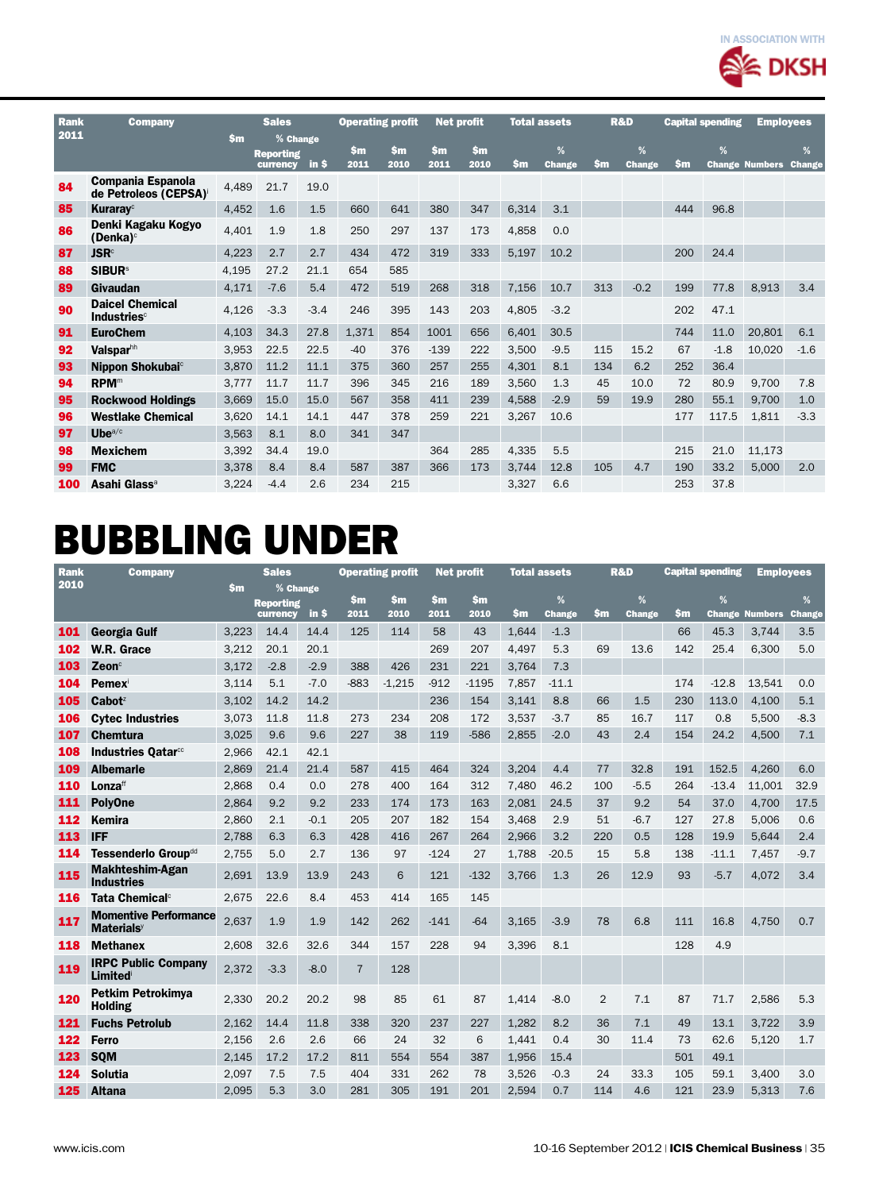IN ASSOCIATION WITH DKSH

| Rank 2011 | Company | Sales | | | Operating profit | | Net profit | | Total assets | | R&D | | Capital spending | | Employees | |
|---|---|---|---|---|---|---|---|---|---|---|---|---|---|---|---|---|
| | | $m | % Change Reporting currency | % Change in $ | $m 2011 | $m 2010 | $m 2011 | $m 2010 | $m | % Change | $m | % Change | $m | % Change | Numbers | % Change |
| 84 | Compania Espanola de Petroleos (CEPSA)[i] | 4,489 | 21.7 | 19.0 | | | | | | | | | | | | |
| 85 | Kuraray[c] | 4,452 | 1.6 | 1.5 | 660 | 641 | 380 | 347 | 6,314 | 3.1 | | | 444 | 96.8 | | |
| 86 | Denki Kagaku Kogyo (Denka)[c] | 4,401 | 1.9 | 1.8 | 250 | 297 | 137 | 173 | 4,858 | 0.0 | | | | | | |
| 87 | JSR[c] | 4,223 | 2.7 | 2.7 | 434 | 472 | 319 | 333 | 5,197 | 10.2 | | | 200 | 24.4 | | |
| 88 | SIBUR[s] | 4,195 | 27.2 | 21.1 | 654 | 585 | | | | | | | | | | |
| 89 | Givaudan | 4,171 | -7.6 | 5.4 | 472 | 519 | 268 | 318 | 7,156 | 10.7 | 313 | -0.2 | 199 | 77.8 | 8,913 | 3.4 |
| 90 | Daicel Chemical Industries[c] | 4,126 | -3.3 | -3.4 | 246 | 395 | 143 | 203 | 4,805 | -3.2 | | | 202 | 47.1 | | |
| 91 | EuroChem | 4,103 | 34.3 | 27.8 | 1,371 | 854 | 1001 | 656 | 6,401 | 30.5 | | | 744 | 11.0 | 20,801 | 6.1 |
| 92 | Valspar[hh] | 3,953 | 22.5 | 22.5 | -40 | 376 | -139 | 222 | 3,500 | -9.5 | 115 | 15.2 | 67 | -1.8 | 10,020 | -1.6 |
| 93 | Nippon Shokubai[c] | 3,870 | 11.2 | 11.1 | 375 | 360 | 257 | 255 | 4,301 | 8.1 | 134 | 6.2 | 252 | 36.4 | | |
| 94 | RPM[m] | 3,777 | 11.7 | 11.7 | 396 | 345 | 216 | 189 | 3,560 | 1.3 | 45 | 10.0 | 72 | 80.9 | 9,700 | 7.8 |
| 95 | Rockwood Holdings | 3,669 | 15.0 | 15.0 | 567 | 358 | 411 | 239 | 4,588 | -2.9 | 59 | 19.9 | 280 | 55.1 | 9,700 | 1.0 |
| 96 | Westlake Chemical | 3,620 | 14.1 | 14.1 | 447 | 378 | 259 | 221 | 3,267 | 10.6 | | | 177 | 117.5 | 1,811 | -3.3 |
| 97 | Ube[a/c] | 3,563 | 8.1 | 8.0 | 341 | 347 | | | | | | | | | | |
| 98 | Mexichem | 3,392 | 34.4 | 19.0 | | | 364 | 285 | 4,335 | 5.5 | | | 215 | 21.0 | 11,173 | |
| 99 | FMC | 3,378 | 8.4 | 8.4 | 587 | 387 | 366 | 173 | 3,744 | 12.8 | 105 | 4.7 | 190 | 33.2 | 5,000 | 2.0 |
| 100 | Asahi Glass[a] | 3,224 | -4.4 | 2.6 | 234 | 215 | | | 3,327 | 6.6 | | | 253 | 37.8 | | |

# BUBBLING UNDER

| Rank 2010 | Company | Sales | | | Operating profit | | Net profit | | Total assets | | R&D | | Capital spending | | Employees | |
|---|---|---|---|---|---|---|---|---|---|---|---|---|---|---|---|---|
| | | $m | % Change Reporting currency | % Change in $ | $m 2011 | $m 2010 | $m 2011 | $m 2010 | $m | % Change | $m | % Change | $m | % Change | Numbers | % Change |
| 101 | Georgia Gulf | 3,223 | 14.4 | 14.4 | 125 | 114 | 58 | 43 | 1,644 | -1.3 | | | 66 | 45.3 | 3,744 | 3.5 |
| 102 | W.R. Grace | 3,212 | 20.1 | 20.1 | | | 269 | 207 | 4,497 | 5.3 | 69 | 13.6 | 142 | 25.4 | 6,300 | 5.0 |
| 103 | Zeon[c] | 3,172 | -2.8 | -2.9 | 388 | 426 | 231 | 221 | 3,764 | 7.3 | | | | | | |
| 104 | Pemex[i] | 3,114 | 5.1 | -7.0 | -883 | -1,215 | -912 | -1195 | 7,857 | -11.1 | | | 174 | -12.8 | 13,541 | 0.0 |
| 105 | Cabot[z] | 3,102 | 14.2 | 14.2 | | | 236 | 154 | 3,141 | 8.8 | 66 | 1.5 | 230 | 113.0 | 4,100 | 5.1 |
| 106 | Cytec Industries | 3,073 | 11.8 | 11.8 | 273 | 234 | 208 | 172 | 3,537 | -3.7 | 85 | 16.7 | 117 | 0.8 | 5,500 | -8.3 |
| 107 | Chemtura | 3,025 | 9.6 | 9.6 | 227 | 38 | 119 | -586 | 2,855 | -2.0 | 43 | 2.4 | 154 | 24.2 | 4,500 | 7.1 |
| 108 | Industries Qatar[cc] | 2,966 | 42.1 | 42.1 | | | | | | | | | | | | |
| 109 | Albemarle | 2,869 | 21.4 | 21.4 | 587 | 415 | 464 | 324 | 3,204 | 4.4 | 77 | 32.8 | 191 | 152.5 | 4,260 | 6.0 |
| 110 | Lonza[ff] | 2,868 | 0.4 | 0.0 | 278 | 400 | 164 | 312 | 7,480 | 46.2 | 100 | -5.5 | 264 | -13.4 | 11,001 | 32.9 |
| 111 | PolyOne | 2,864 | 9.2 | 9.2 | 233 | 174 | 173 | 163 | 2,081 | 24.5 | 37 | 9.2 | 54 | 37.0 | 4,700 | 17.5 |
| 112 | Kemira | 2,860 | 2.1 | -0.1 | 205 | 207 | 182 | 154 | 3,468 | 2.9 | 51 | -6.7 | 127 | 27.8 | 5,006 | 0.6 |
| 113 | IFF | 2,788 | 6.3 | 6.3 | 428 | 416 | 267 | 264 | 2,966 | 3.2 | 220 | 0.5 | 128 | 19.9 | 5,644 | 2.4 |
| 114 | Tessenderlo Group[dd] | 2,755 | 5.0 | 2.7 | 136 | 97 | -124 | 27 | 1,788 | -20.5 | 15 | 5.8 | 138 | -11.1 | 7,457 | -9.7 |
| 115 | Makhteshim-Agan Industries | 2,691 | 13.9 | 13.9 | 243 | 6 | 121 | -132 | 3,766 | 1.3 | 26 | 12.9 | 93 | -5.7 | 4,072 | 3.4 |
| 116 | Tata Chemical[c] | 2,675 | 22.6 | 8.4 | 453 | 414 | 165 | 145 | | | | | | | | |
| 117 | Momentive Performance Materials[y] | 2,637 | 1.9 | 1.9 | 142 | 262 | -141 | -64 | 3,165 | -3.9 | 78 | 6.8 | 111 | 16.8 | 4,750 | 0.7 |
| 118 | Methanex | 2,608 | 32.6 | 32.6 | 344 | 157 | 228 | 94 | 3,396 | 8.1 | | | 128 | 4.9 | | |
| 119 | IRPC Public Company Limited[i] | 2,372 | -3.3 | -8.0 | 7 | 128 | | | | | | | | | | |
| 120 | Petkim Petrokimya Holding | 2,330 | 20.2 | 20.2 | 98 | 85 | 61 | 87 | 1,414 | -8.0 | 2 | 7.1 | 87 | 71.7 | 2,586 | 5.3 |
| 121 | Fuchs Petrolub | 2,162 | 14.4 | 11.8 | 338 | 320 | 237 | 227 | 1,282 | 8.2 | 36 | 7.1 | 49 | 13.1 | 3,722 | 3.9 |
| 122 | Ferro | 2,156 | 2.6 | 2.6 | 66 | 24 | 32 | 6 | 1,441 | 0.4 | 30 | 11.4 | 73 | 62.6 | 5,120 | 1.7 |
| 123 | SQM | 2,145 | 17.2 | 17.2 | 811 | 554 | 554 | 387 | 1,956 | 15.4 | | | 501 | 49.1 | | |
| 124 | Solutia | 2,097 | 7.5 | 7.5 | 404 | 331 | 262 | 78 | 3,526 | -0.3 | 24 | 33.3 | 105 | 59.1 | 3,400 | 3.0 |
| 125 | Altana | 2,095 | 5.3 | 3.0 | 281 | 305 | 191 | 201 | 2,594 | 0.7 | 114 | 4.6 | 121 | 23.9 | 5,313 | 7.6 |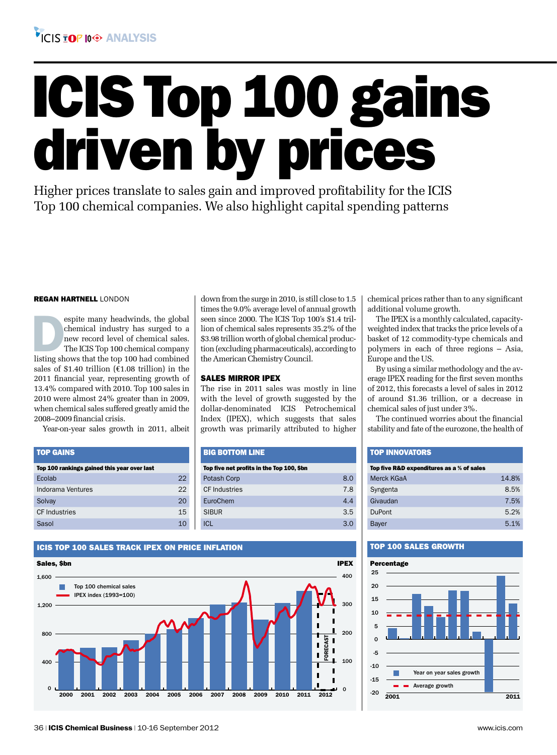# ICIS Top 100 gains driven by prices

Higher prices translate to sales gain and improved profitability for the ICIS Top 100 chemical companies. We also highlight capital spending patterns

**REGAN HARTNELL** LONDON

Despite many headwinds, the global chemical industry has surged to a new record level of chemical sales. The ICIS Top 100 chemical company listing shows that the top 100 had combined sales of \$1.40 trillion (€1.08 trillion) in the 2011 financial year, representing growth of 13.4% compared with 2010. Top 100 sales in 2010 were almost 24% greater than in 2009, when chemical sales suffered greatly amid the 2008–2009 financial crisis.

Year-on-year sales growth in 2011, albeit down from the surge in 2010, is still close to 1.5 times the 9.0% average level of annual growth seen since 2000. The ICIS Top 100's \$1.4 trillion of chemical sales represents 35.2% of the \$3.98 trillion worth of global chemical production (excluding pharmaceuticals), according to the American Chemistry Council.

## SALES MIRROR IPEX

The rise in 2011 sales was mostly in line with the level of growth suggested by the dollar-denominated ICIS Petrochemical Index (IPEX), which suggests that sales growth was primarily attributed to higher chemical prices rather than to any significant additional volume growth.

The IPEX is a monthly calculated, capacity-weighted index that tracks the price levels of a basket of 12 commodity-type chemicals and polymers in each of three regions – Asia, Europe and the US.

By using a similar methodology and the average IPEX reading for the first seven months of 2012, this forecasts a level of sales in 2012 of around \$1.36 trillion, or a decrease in chemical sales of just under 3%.

The continued worries about the financial stability and fate of the eurozone, the health of

### TOP GAINS

| Top 100 rankings gained this year over last | |
|---|---|
| Ecolab | 22 |
| Indorama Ventures | 22 |
| Solvay | 20 |
| CF Industries | 15 |
| Sasol | 10 |

### BIG BOTTOM LINE

| Top five net profits in the Top 100, \$bn | |
|---|---|
| Potash Corp | 8.0 |
| CF Industries | 7.8 |
| EuroChem | 4.4 |
| SIBUR | 3.5 |
| ICL | 3.0 |

### TOP INNOVATORS

| Top five R&D expenditures as a % of sales | |
|---|---|
| Merck KGaA | 14.8% |
| Syngenta | 8.5% |
| Givaudan | 7.5% |
| DuPont | 5.2% |
| Bayer | 5.1% |

### ICIS TOP 100 SALES TRACK IPEX ON PRICE INFLATION

Sales, \$bn (left axis, 0–1,600); IPEX (right axis, 0–400). Legend: Top 100 chemical sales; IPEX index (1993=100). Years 2000–2012; 2012 FORECAST.

### TOP 100 SALES GROWTH

Percentage (-20 to 25), 2001–2011. Legend: Year on year sales growth; Average growth.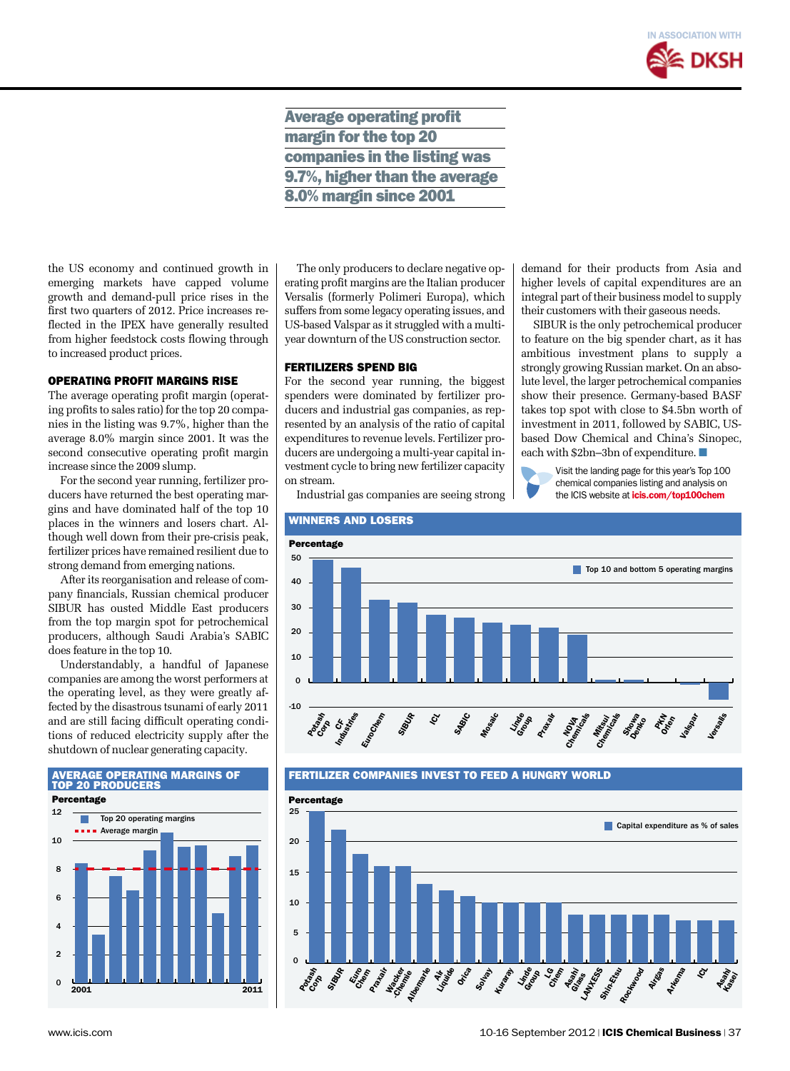Average operating profit margin for the top 20 companies in the listing was 9.7%, higher than the average 8.0% margin since 2001

the US economy and continued growth in emerging markets have capped volume growth and demand-pull price rises in the first two quarters of 2012. Price increases reflected in the IPEX have generally resulted from higher feedstock costs flowing through to increased product prices.

### OPERATING PROFIT MARGINS RISE

The average operating profit margin (operating profits to sales ratio) for the top 20 companies in the listing was 9.7%, higher than the average 8.0% margin since 2001. It was the second consecutive operating profit margin increase since the 2009 slump.

For the second year running, fertilizer producers have returned the best operating margins and have dominated half of the top 10 places in the winners and losers chart. Although well down from their pre-crisis peak, fertilizer prices have remained resilient due to strong demand from emerging nations.

After its reorganisation and release of company financials, Russian chemical producer SIBUR has ousted Middle East producers from the top margin spot for petrochemical producers, although Saudi Arabia's SABIC does feature in the top 10.

Understandably, a handful of Japanese companies are among the worst performers at the operating level, as they were greatly affected by the disastrous tsunami of early 2011 and are still facing difficult operating conditions of reduced electricity supply after the shutdown of nuclear generating capacity.

The only producers to declare negative operating profit margins are the Italian producer Versalis (formerly Polimeri Europa), which suffers from some legacy operating issues, and US-based Valspar as it struggled with a multi-year downturn of the US construction sector.

### FERTILIZERS SPEND BIG

For the second year running, the biggest spenders were dominated by fertilizer producers and industrial gas companies, as represented by an analysis of the ratio of capital expenditures to revenue levels. Fertilizer producers are undergoing a multi-year capital investment cycle to bring new fertilizer capacity on stream.

Industrial gas companies are seeing strong demand for their products from Asia and higher levels of capital expenditures are an integral part of their business model to supply their customers with their gaseous needs.

SIBUR is the only petrochemical producer to feature on the big spender chart, as it has ambitious investment plans to supply a strongly growing Russian market. On an absolute level, the larger petrochemical companies show their presence. Germany-based BASF takes top spot with close to $4.5bn worth of investment in 2011, followed by SABIC, US-based Dow Chemical and China's Sinopec, each with $2bn–3bn of expenditure. ■

Visit the landing page for this year's Top 100 chemical companies listing and analysis on the ICIS website at **icis.com/top100chem**

### AVERAGE OPERATING MARGINS OF TOP 20 PRODUCERS

Percentage

Top 20 operating margins

Average margin

0, 2, 4, 6, 8, 10, 12

2001, 2011

### WINNERS AND LOSERS

Percentage

Top 10 and bottom 5 operating margins

-10, 0, 10, 20, 30, 40, 50

Potash Corp, CF Industries, EuroChem, SIBUR, ICL, SABIC, Mosaic, Linde Group, Praxair, NOVA Chemicals, Mitsui Chemicals, Showa Denko, PKN Orlen, Valspar, Versalis

### FERTILIZER COMPANIES INVEST TO FEED A HUNGRY WORLD

Percentage

Capital expenditure as % of sales

0, 5, 10, 15, 20, 25

Potash Corp, SIBUR, Euro Chem, Praxair, Wacker Chemie, Albemarle, Air Liquide, Orica, Solvay, Kuraray, Linde Group, LG Chem, Asahi Glass, LANXESS, Shin-Etsu, Rockwood, Airgas, Arkema, ICL, Asahi Kasei